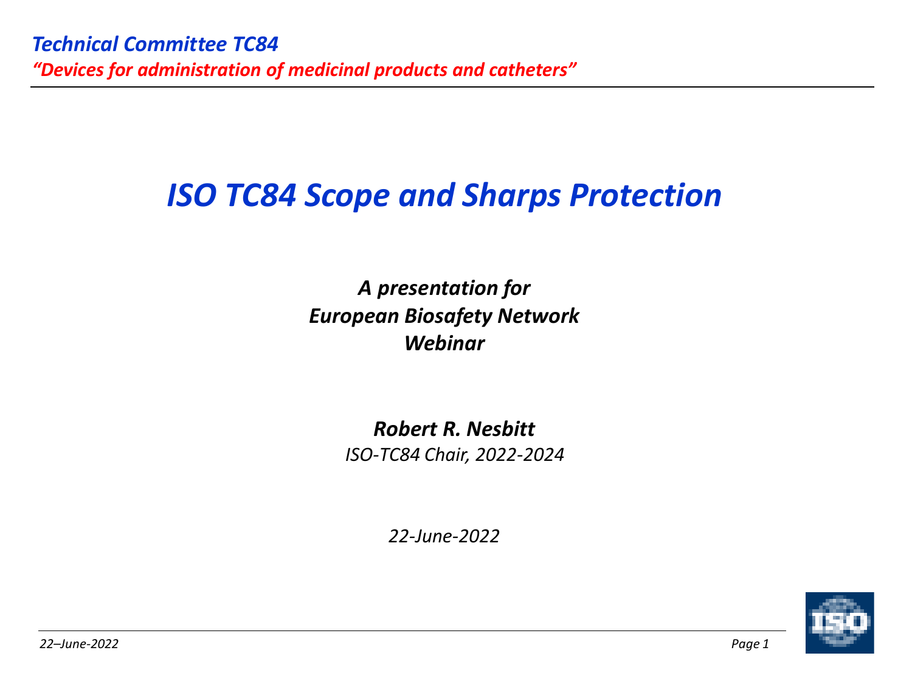*Technical Committee TC84*

*"Devices for administration of medicinal products and catheters"*

# *ISO TC84 Scope and Sharps Protection*

***A presentation for***
***European Biosafety Network***
***Webinar***

***Robert R. Nesbitt***
*ISO-TC84 Chair, 2022-2024*

*22-June-2022*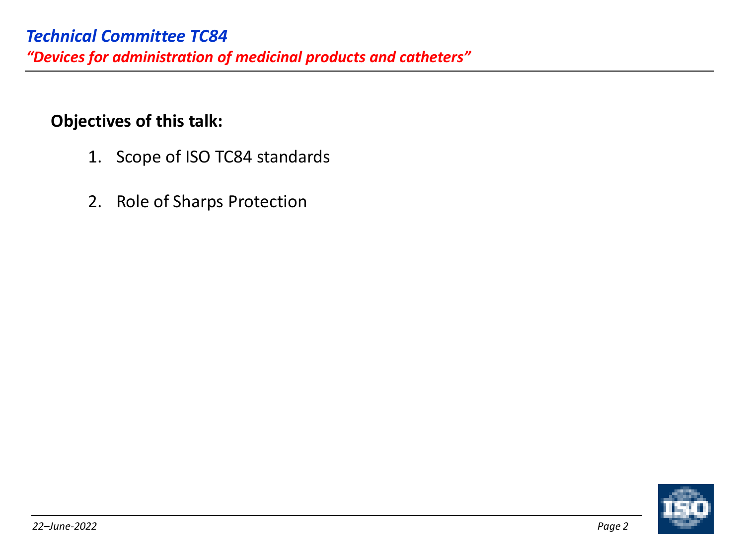*Technical Committee TC84*

*"Devices for administration of medicinal products and catheters"*

**Objectives of this talk:**

1. Scope of ISO TC84 standards
2. Role of Sharps Protection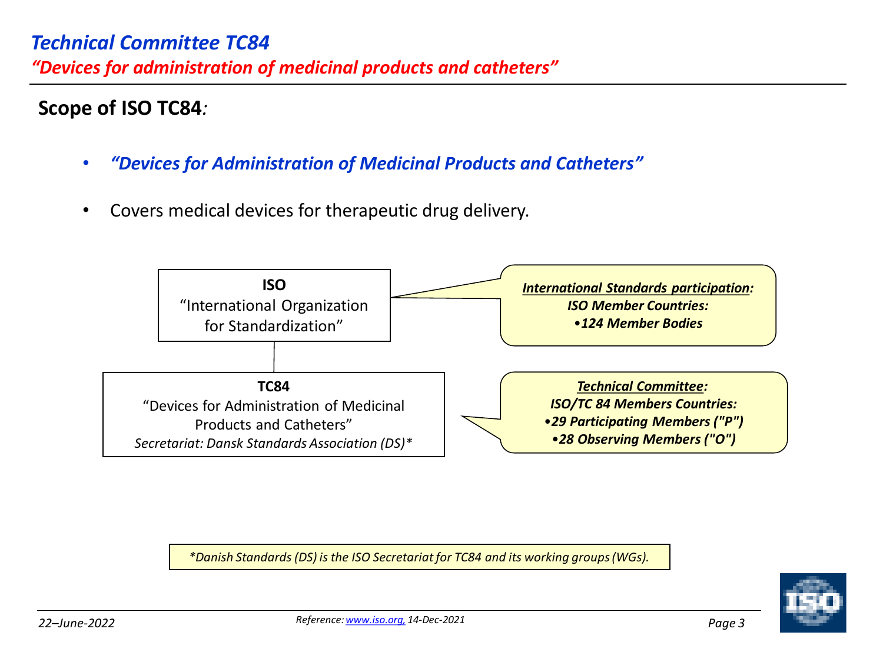# Technical Committee TC84

*"Devices for administration of medicinal products and catheters"*

## Scope of ISO TC84:

- *"Devices for Administration of Medicinal Products and Catheters"*
- Covers medical devices for therapeutic drug delivery.

**ISO**
"International Organization for Standardization"

***International Standards participation:***
***ISO Member Countries:***
***•124 Member Bodies***

**TC84**
"Devices for Administration of Medicinal Products and Catheters"
*Secretariat: Dansk Standards Association (DS)**

***Technical Committee:***
***ISO/TC 84 Members Countries:***
***•29 Participating Members ("P")***
***•28 Observing Members ("O")***

*\*Danish Standards (DS) is the ISO Secretariat for TC84 and its working groups (WGs).*

*22–June-2022*

*Reference: www.iso.org, 14-Dec-2021*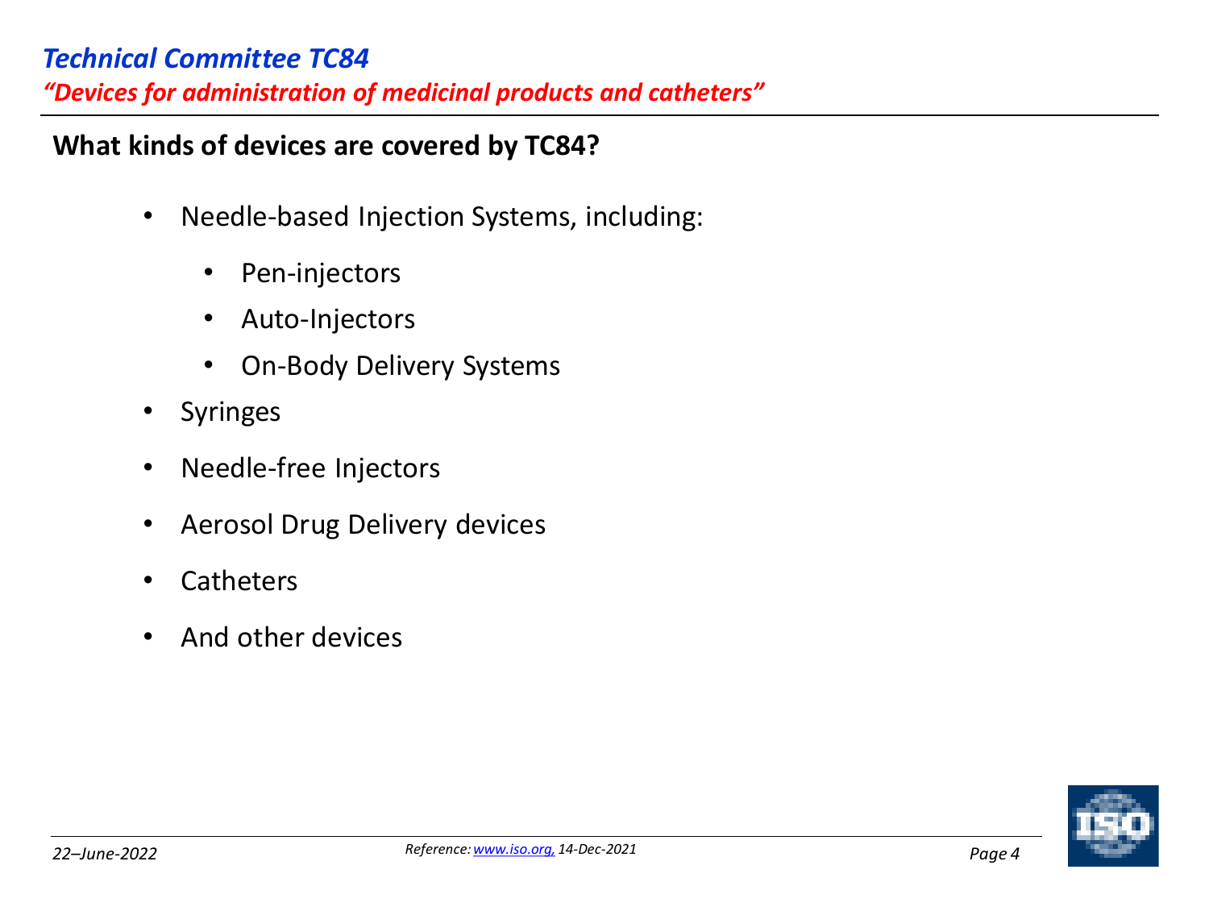*Technical Committee TC84*

*"Devices for administration of medicinal products and catheters"*

**What kinds of devices are covered by TC84?**

- Needle-based Injection Systems, including:
  - Pen-injectors
  - Auto-Injectors
  - On-Body Delivery Systems
- Syringes
- Needle-free Injectors
- Aerosol Drug Delivery devices
- Catheters
- And other devices

*Reference: www.iso.org, 14-Dec-2021*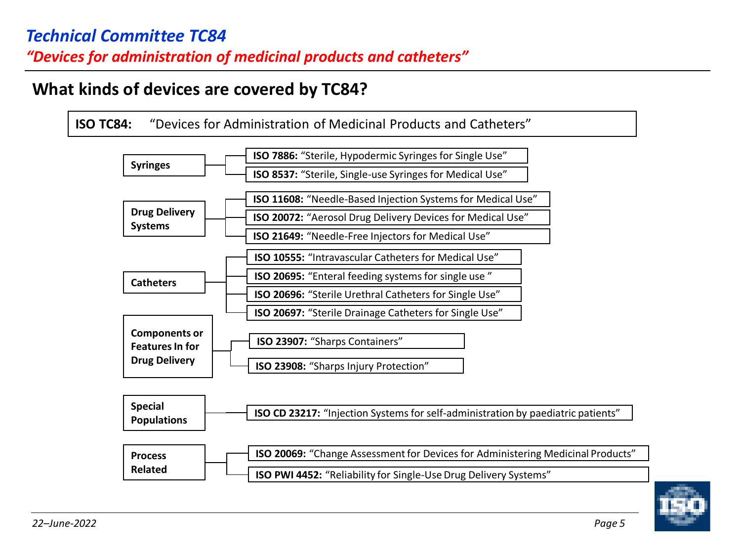## Technical Committee TC84

*"Devices for administration of medicinal products and catheters"*

### What kinds of devices are covered by TC84?

**ISO TC84:** "Devices for Administration of Medicinal Products and Catheters"

- **Syringes**
  - **ISO 7886:** "Sterile, Hypodermic Syringes for Single Use"
  - **ISO 8537:** "Sterile, Single-use Syringes for Medical Use"
- **Drug Delivery Systems**
  - **ISO 11608:** "Needle-Based Injection Systems for Medical Use"
  - **ISO 20072:** "Aerosol Drug Delivery Devices for Medical Use"
  - **ISO 21649:** "Needle-Free Injectors for Medical Use"
- **Catheters**
  - **ISO 10555:** "Intravascular Catheters for Medical Use"
  - **ISO 20695:** "Enteral feeding systems for single use "
  - **ISO 20696:** "Sterile Urethral Catheters for Single Use"
  - **ISO 20697:** "Sterile Drainage Catheters for Single Use"
- **Components or Features In for Drug Delivery**
  - **ISO 23907:** "Sharps Containers"
  - **ISO 23908:** "Sharps Injury Protection"
- **Special Populations**
  - **ISO CD 23217:** "Injection Systems for self-administration by paediatric patients"
- **Process Related**
  - **ISO 20069:** "Change Assessment for Devices for Administering Medicinal Products"
  - **ISO PWI 4452:** "Reliability for Single-Use Drug Delivery Systems"

*22–June-2022*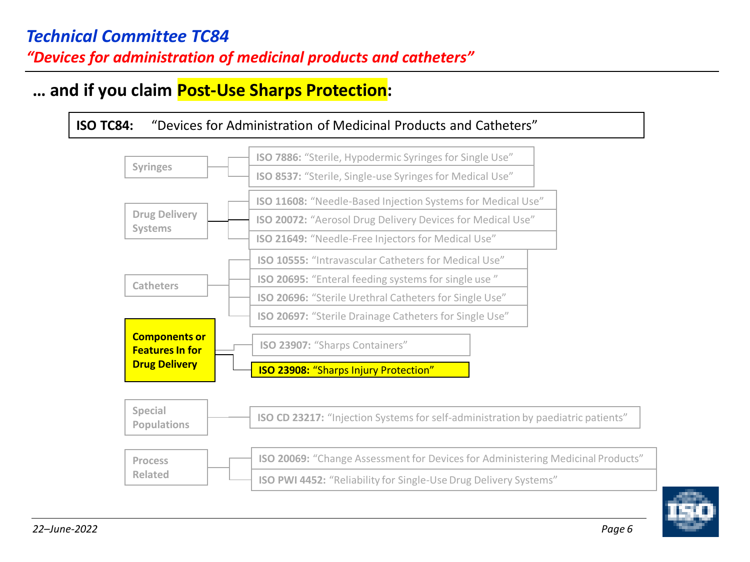# Technical Committee TC84

*"Devices for administration of medicinal products and catheters"*

## … and if you claim Post-Use Sharps Protection:

**ISO TC84:** "Devices for Administration of Medicinal Products and Catheters"

- **Syringes**
  - **ISO 7886:** "Sterile, Hypodermic Syringes for Single Use"
  - **ISO 8537:** "Sterile, Single-use Syringes for Medical Use"
- **Drug Delivery Systems**
  - **ISO 11608:** "Needle-Based Injection Systems for Medical Use"
  - **ISO 20072:** "Aerosol Drug Delivery Devices for Medical Use"
  - **ISO 21649:** "Needle-Free Injectors for Medical Use"
- **Catheters**
  - **ISO 10555:** "Intravascular Catheters for Medical Use"
  - **ISO 20695:** "Enteral feeding systems for single use "
  - **ISO 20696:** "Sterile Urethral Catheters for Single Use"
  - **ISO 20697:** "Sterile Drainage Catheters for Single Use"
- **Components or Features In for Drug Delivery**
  - **ISO 23907:** "Sharps Containers"
  - **ISO 23908:** "Sharps Injury Protection"
- **Special Populations**
  - **ISO CD 23217:** "Injection Systems for self-administration by paediatric patients"
- **Process Related**
  - **ISO 20069:** "Change Assessment for Devices for Administering Medicinal Products"
  - **ISO PWI 4452:** "Reliability for Single-Use Drug Delivery Systems"

*22–June-2022*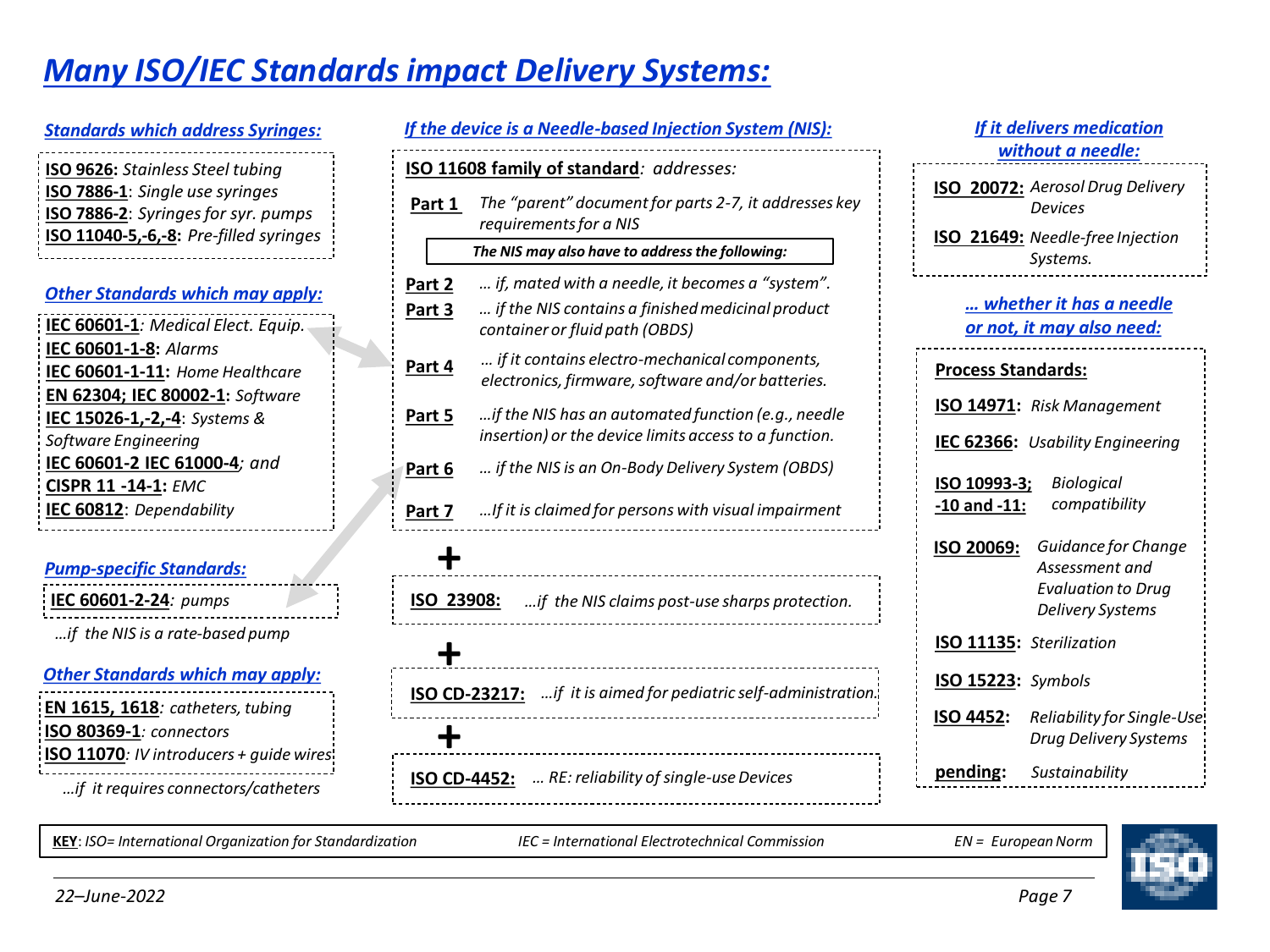# Many ISO/IEC Standards impact Delivery Systems:

## Standards which address Syringes:

**ISO 9626:** *Stainless Steel tubing*
**ISO 7886-1**: *Single use syringes*
**ISO 7886-2**: *Syringes for syr. pumps*
**ISO 11040-5,-6,-8:** *Pre-filled syringes*

## Other Standards which may apply:

**IEC 60601-1**: *Medical Elect. Equip.*
**IEC 60601-1-8:** *Alarms*
**IEC 60601-1-11:** *Home Healthcare*
**EN 62304; IEC 80002-1:** *Software*
**IEC 15026-1,-2,-4**: *Systems & Software Engineering*
**IEC 60601-2 IEC 61000-4**; *and*
**CISPR 11 -14-1:** *EMC*
**IEC 60812**: *Dependability*

## Pump-specific Standards:

**IEC 60601-2-24**: *pumps*

*…if the NIS is a rate-based pump*

## Other Standards which may apply:

**EN 1615, 1618**: *catheters, tubing*
**ISO 80369-1**: *connectors*
**ISO 11070**: *IV introducers + guide wires*

*…if it requires connectors/catheters*

## If the device is a Needle-based Injection System (NIS):

**ISO 11608 family of standard**: *addresses:*

| | |
|---|---|
| **Part 1** | *The "parent" document for parts 2-7, it addresses key requirements for a NIS* |

***The NIS may also have to address the following:***

| | |
|---|---|
| **Part 2** | *… if, mated with a needle, it becomes a "system".* |
| **Part 3** | *… if the NIS contains a finished medicinal product container or fluid path (OBDS)* |
| **Part 4** | *… if it contains electro-mechanical components, electronics, firmware, software and/or batteries.* |
| **Part 5** | *…if the NIS has an automated function (e.g., needle insertion) or the device limits access to a function.* |
| **Part 6** | *… if the NIS is an On-Body Delivery System (OBDS)* |
| **Part 7** | *…If it is claimed for persons with visual impairment* |

**+**

**ISO 23908:** *…if the NIS claims post-use sharps protection.*

**+**

**ISO CD-23217:** *…if it is aimed for pediatric self-administration.*

**+**

**ISO CD-4452:** *… RE: reliability of single-use Devices*

## If it delivers medication without a needle:

**ISO 20072:** *Aerosol Drug Delivery Devices*
**ISO 21649:** *Needle-free Injection Systems.*

## … whether it has a needle or not, it may also need:

**Process Standards:**

| | |
|---|---|
| **ISO 14971:** | *Risk Management* |
| **IEC 62366:** | *Usability Engineering* |
| **ISO 10993-3; -10 and -11:** | *Biological compatibility* |
| **ISO 20069:** | *Guidance for Change Assessment and Evaluation to Drug Delivery Systems* |
| **ISO 11135:** | *Sterilization* |
| **ISO 15223:** | *Symbols* |
| **ISO 4452:** | *Reliability for Single-Use Drug Delivery Systems* |
| **pending:** | *Sustainability* |

**KEY**: *ISO= International Organization for Standardization* &nbsp;&nbsp; *IEC = International Electrotechnical Commission* &nbsp;&nbsp; *EN = European Norm*

*22–June-2022*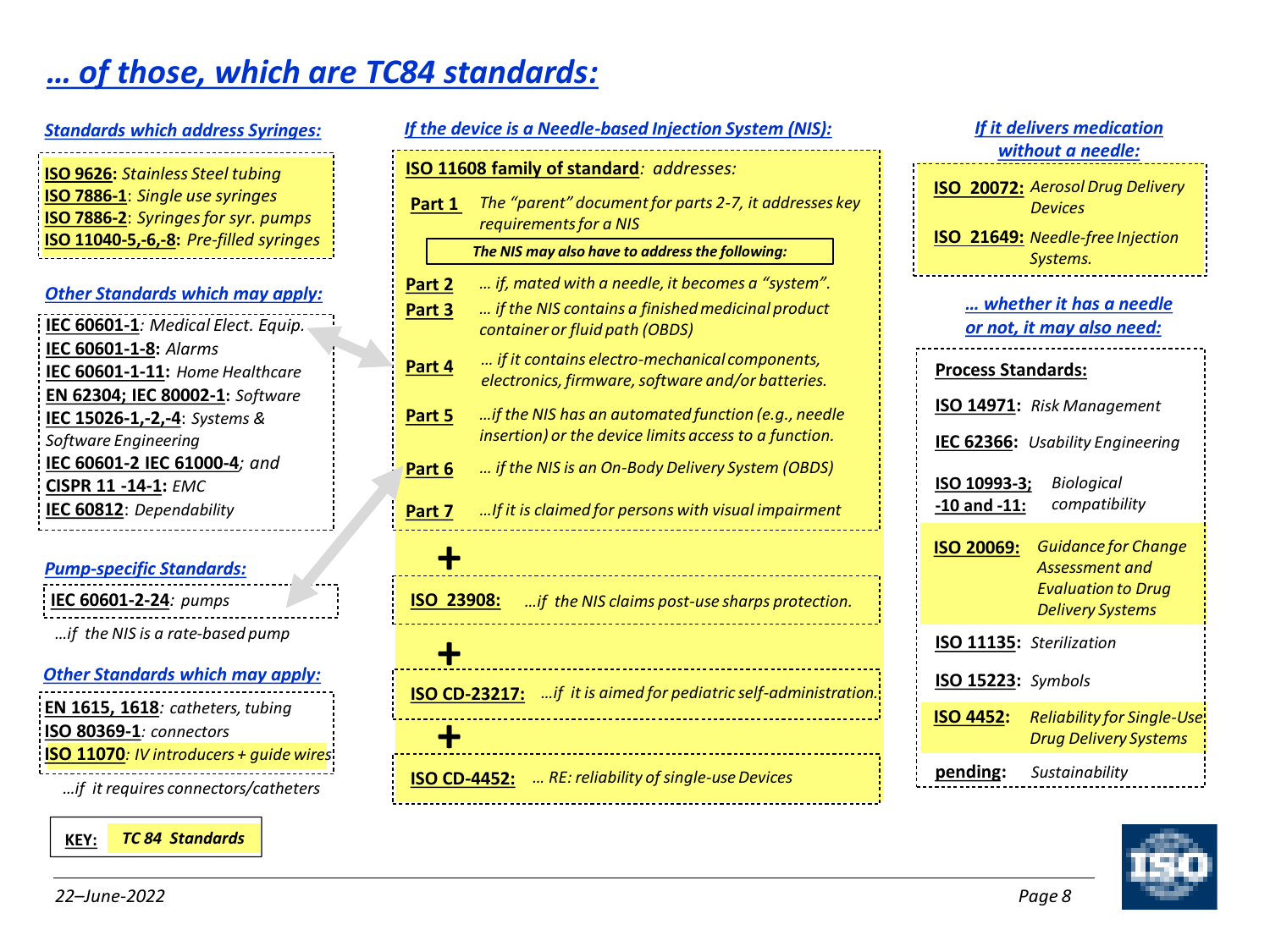# *… of those, which are TC84 standards:*

### *Standards which address Syringes:*

**ISO 9626:** *Stainless Steel tubing*
**ISO 7886-1**: *Single use syringes*
**ISO 7886-2**: *Syringes for syr. pumps*
**ISO 11040-5,-6,-8:** *Pre-filled syringes*

### *Other Standards which may apply:*

**IEC 60601-1**: *Medical Elect. Equip.*
**IEC 60601-1-8:** *Alarms*
**IEC 60601-1-11:** *Home Healthcare*
**EN 62304; IEC 80002-1:** *Software*
**IEC 15026-1,-2,-4**: *Systems & Software Engineering*
**IEC 60601-2 IEC 61000-4**; *and*
**CISPR 11 -14-1:** *EMC*
**IEC 60812**: *Dependability*

### *Pump-specific Standards:*

**IEC 60601-2-24**: *pumps*

*…if the NIS is a rate-based pump*

### *Other Standards which may apply:*

**EN 1615, 1618**: *catheters, tubing*
**ISO 80369-1**: *connectors*
**ISO 11070**: *IV introducers + guide wires*

*…if it requires connectors/catheters*

**KEY:** *TC 84 Standards*

### *If the device is a Needle-based Injection System (NIS):*

**ISO 11608 family of standard**: *addresses:*

- **Part 1** *The "parent" document for parts 2-7, it addresses key requirements for a NIS*

***The NIS may also have to address the following:***

- **Part 2** *… if, mated with a needle, it becomes a "system".*
- **Part 3** *… if the NIS contains a finished medicinal product container or fluid path (OBDS)*
- **Part 4** *… if it contains electro-mechanical components, electronics, firmware, software and/or batteries.*
- **Part 5** *…if the NIS has an automated function (e.g., needle insertion) or the device limits access to a function.*
- **Part 6** *… if the NIS is an On-Body Delivery System (OBDS)*
- **Part 7** *…If it is claimed for persons with visual impairment*

**+**

**ISO 23908:** *…if the NIS claims post-use sharps protection.*

**+**

**ISO CD-23217:** *…if it is aimed for pediatric self-administration.*

**+**

**ISO CD-4452:** *… RE: reliability of single-use Devices*

### *If it delivers medication without a needle:*

**ISO 20072:** *Aerosol Drug Delivery Devices*
**ISO 21649:** *Needle-free Injection Systems.*

### *… whether it has a needle or not, it may also need:*

**Process Standards:**

**ISO 14971:** *Risk Management*
**IEC 62366:** *Usability Engineering*
**ISO 10993-3; -10 and -11:** *Biological compatibility*
**ISO 20069:** *Guidance for Change Assessment and Evaluation to Drug Delivery Systems*
**ISO 11135:** *Sterilization*
**ISO 15223:** *Symbols*
**ISO 4452:** *Reliability for Single-Use Drug Delivery Systems*
**pending:** *Sustainability*

*22–June-2022*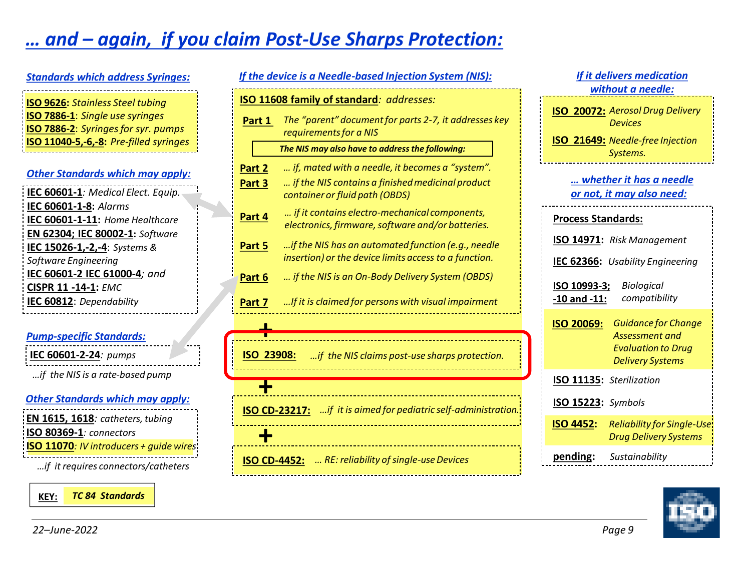# *... and – again, if you claim Post-Use Sharps Protection:*

### *Standards which address Syringes:*

- **ISO 9626:** *Stainless Steel tubing*
- **ISO 7886-1**: *Single use syringes*
- **ISO 7886-2**: *Syringes for syr. pumps*
- **ISO 11040-5,-6,-8:** *Pre-filled syringes*

### *Other Standards which may apply:*

- **IEC 60601-1**: *Medical Elect. Equip.*
- **IEC 60601-1-8:** *Alarms*
- **IEC 60601-1-11:** *Home Healthcare*
- **EN 62304; IEC 80002-1:** *Software*
- **IEC 15026-1,-2,-4**: *Systems & Software Engineering*
- **IEC 60601-2 IEC 61000-4**; *and*
- **CISPR 11 -14-1:** *EMC*
- **IEC 60812**: *Dependability*

### *Pump-specific Standards:*

- **IEC 60601-2-24**: *pumps*

*...if the NIS is a rate-based pump*

### *Other Standards which may apply:*

- **EN 1615, 1618**: *catheters, tubing*
- **ISO 80369-1**: *connectors*
- **ISO 11070**: *IV introducers + guide wires*

*...if it requires connectors/catheters*

**KEY:** *TC 84 Standards*

### *If the device is a Needle-based Injection System (NIS):*

**ISO 11608 family of standard**: *addresses:*

| | |
|---|---|
| **Part 1** | *The "parent" document for parts 2-7, it addresses key requirements for a NIS* |

***The NIS may also have to address the following:***

| | |
|---|---|
| **Part 2** | *... if, mated with a needle, it becomes a "system".* |
| **Part 3** | *... if the NIS contains a finished medicinal product container or fluid path (OBDS)* |
| **Part 4** | *... if it contains electro-mechanical components, electronics, firmware, software and/or batteries.* |
| **Part 5** | *...if the NIS has an automated function (e.g., needle insertion) or the device limits access to a function.* |
| **Part 6** | *... if the NIS is an On-Body Delivery System (OBDS)* |
| **Part 7** | *...If it is claimed for persons with visual impairment* |

**+**

**ISO 23908:** *...if the NIS claims post-use sharps protection.*

**+**

**ISO CD-23217:** *...if it is aimed for pediatric self-administration.*

**+**

**ISO CD-4452:** *... RE: reliability of single-use Devices*

### *If it delivers medication without a needle:*

- **ISO 20072:** *Aerosol Drug Delivery Devices*
- **ISO 21649:** *Needle-free Injection Systems.*

### *... whether it has a needle or not, it may also need:*

**Process Standards:**

- **ISO 14971**: *Risk Management*
- **IEC 62366:** *Usability Engineering*
- **ISO 10993-3; -10 and -11:** *Biological compatibility*
- **ISO 20069:** *Guidance for Change Assessment and Evaluation to Drug Delivery Systems*
- **ISO 11135:** *Sterilization*
- **ISO 15223:** *Symbols*
- **ISO 4452:** *Reliability for Single-Use Drug Delivery Systems*
- **pending:** *Sustainability*

*22–June-2022*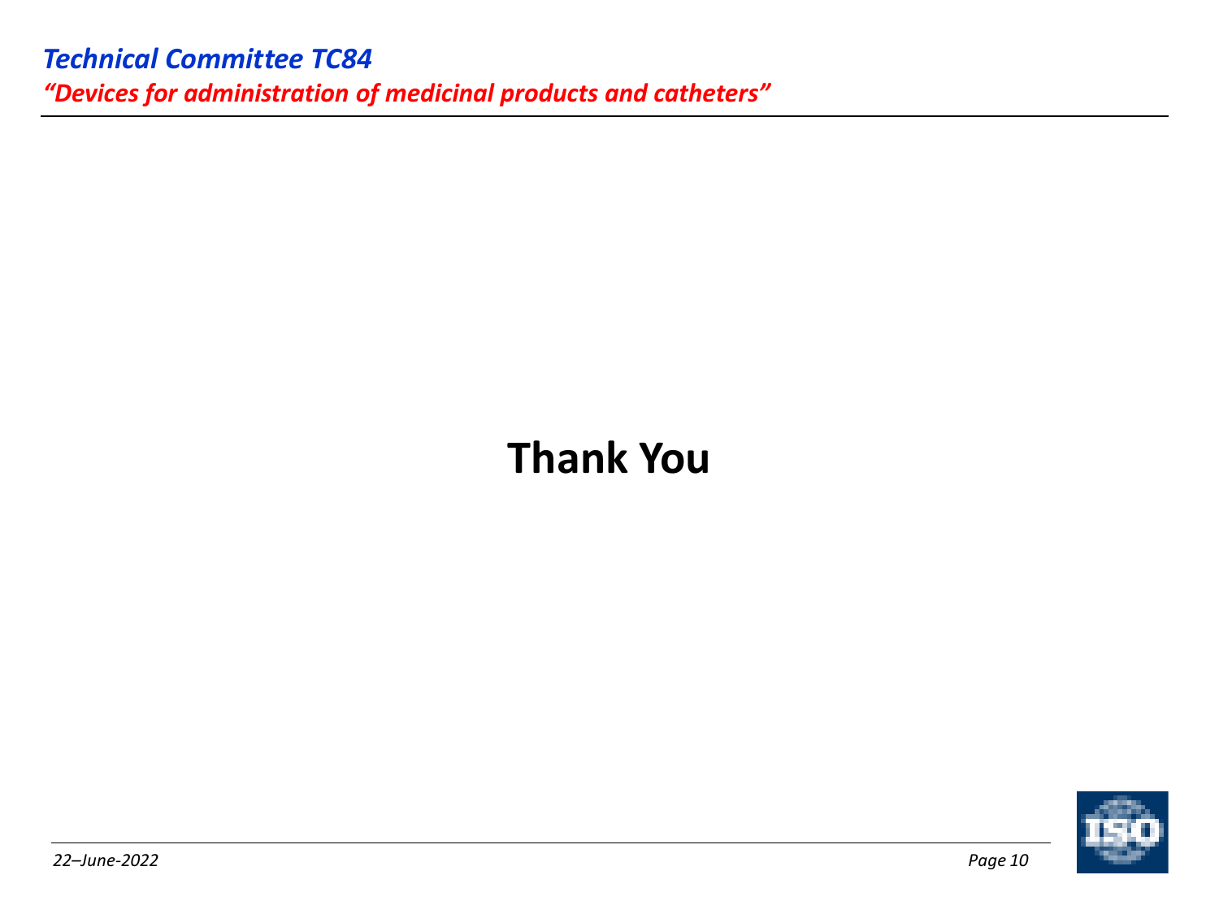# Thank You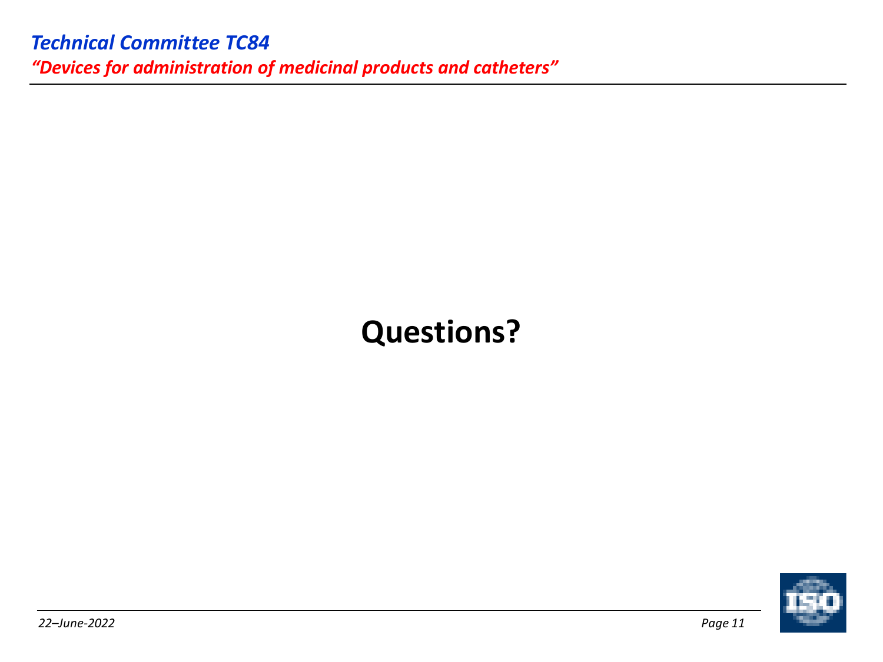# Questions?